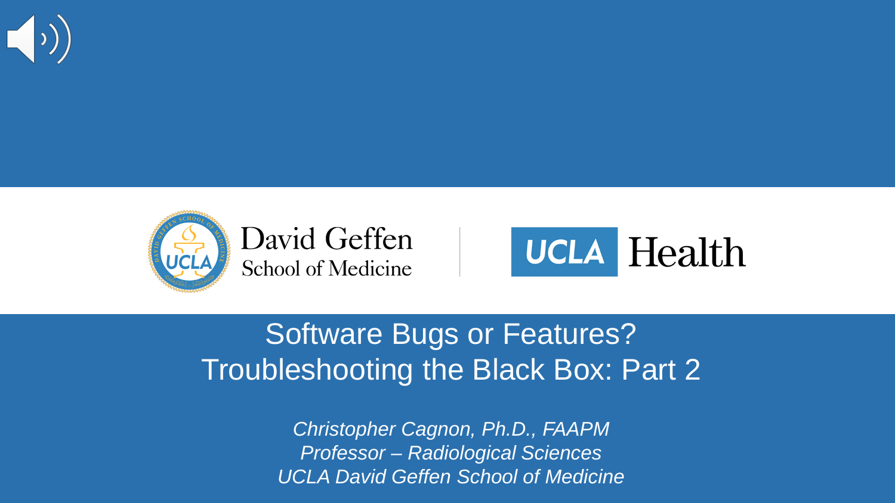David Geffen School of Medicine | UCLA Health

# Software Bugs or Features? Troubleshooting the Black Box: Part 2

*Christopher Cagnon, Ph.D., FAAPM*
*Professor – Radiological Sciences*
*UCLA David Geffen School of Medicine*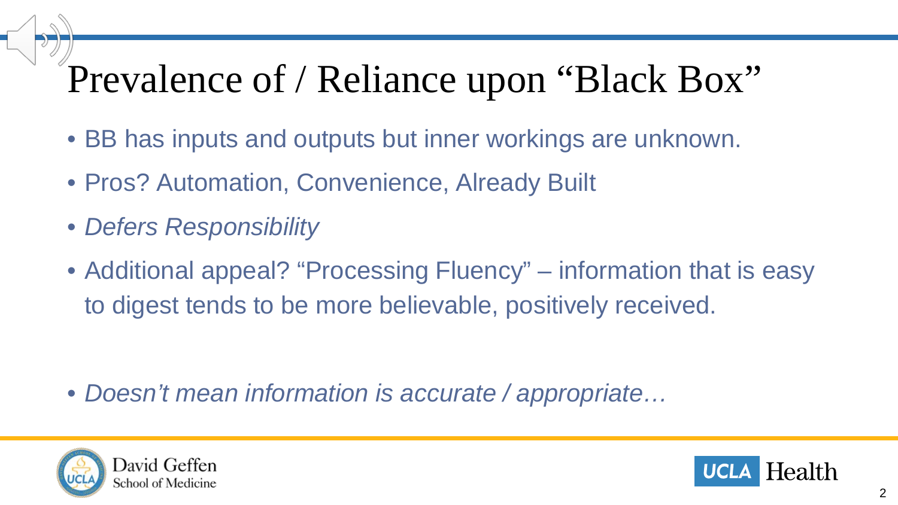# Prevalence of / Reliance upon "Black Box"

- BB has inputs and outputs but inner workings are unknown.
- Pros? Automation, Convenience, Already Built
- *Defers Responsibility*
- Additional appeal? "Processing Fluency" – information that is easy to digest tends to be more believable, positively received.

- *Doesn't mean information is accurate / appropriate…*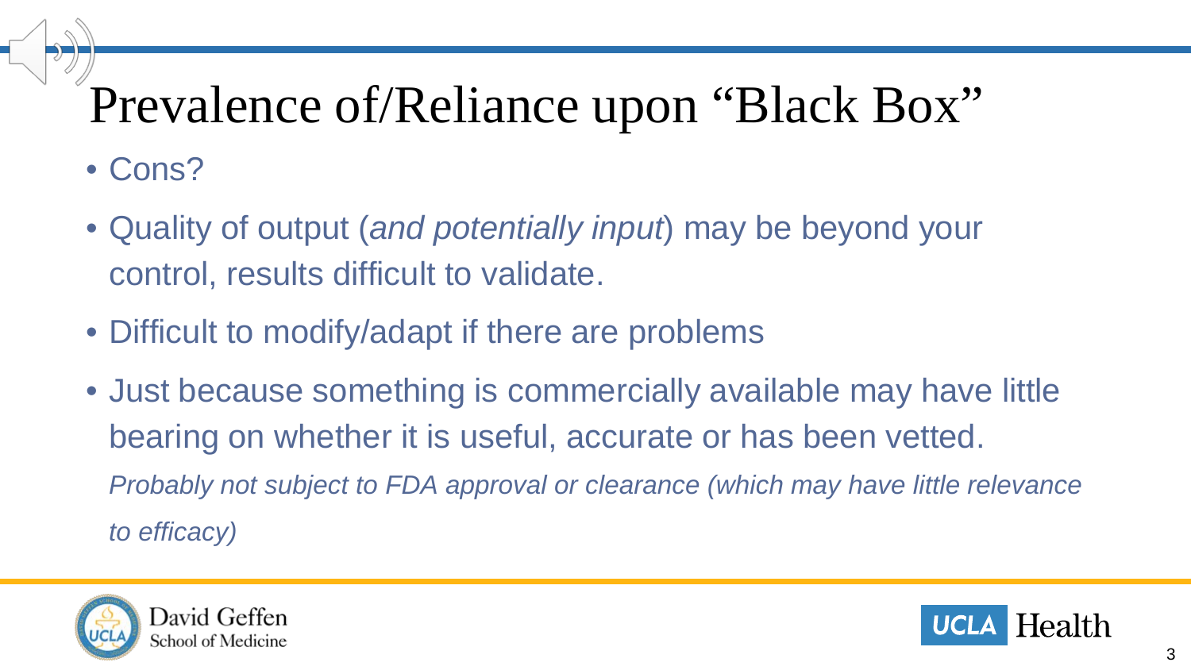# Prevalence of/Reliance upon "Black Box"

- Cons?
- Quality of output (*and potentially input*) may be beyond your control, results difficult to validate.
- Difficult to modify/adapt if there are problems
- Just because something is commercially available may have little bearing on whether it is useful, accurate or has been vetted.

  *Probably not subject to FDA approval or clearance (which may have little relevance to efficacy)*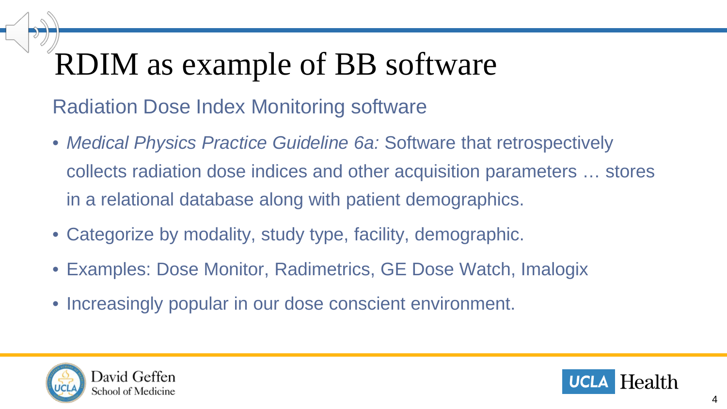# RDIM as example of BB software

## Radiation Dose Index Monitoring software

- *Medical Physics Practice Guideline 6a:* Software that retrospectively collects radiation dose indices and other acquisition parameters … stores in a relational database along with patient demographics.
- Categorize by modality, study type, facility, demographic.
- Examples: Dose Monitor, Radimetrics, GE Dose Watch, Imalogix
- Increasingly popular in our dose conscient environment.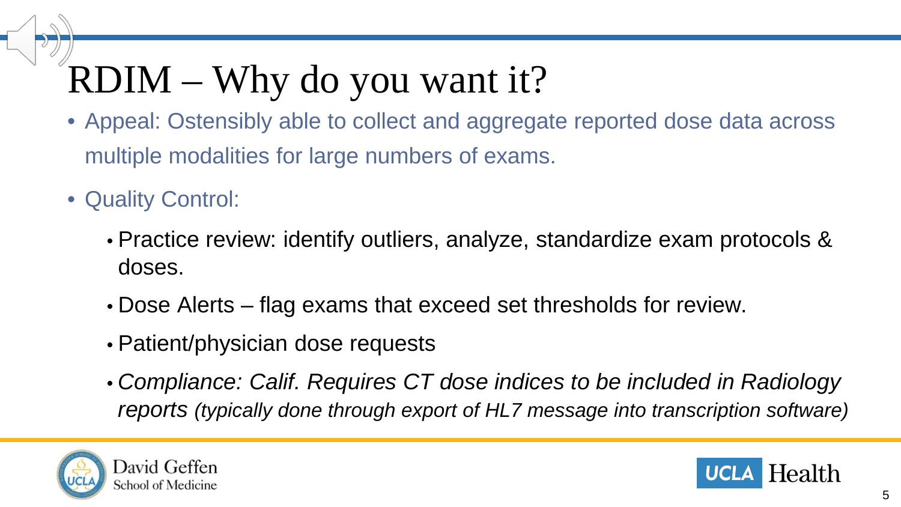# RDIM – Why do you want it?

- Appeal: Ostensibly able to collect and aggregate reported dose data across multiple modalities for large numbers of exams.
- Quality Control:
  - Practice review: identify outliers, analyze, standardize exam protocols & doses.
  - Dose Alerts – flag exams that exceed set thresholds for review.
  - Patient/physician dose requests
  - *Compliance: Calif. Requires CT dose indices to be included in Radiology reports (typically done through export of HL7 message into transcription software)*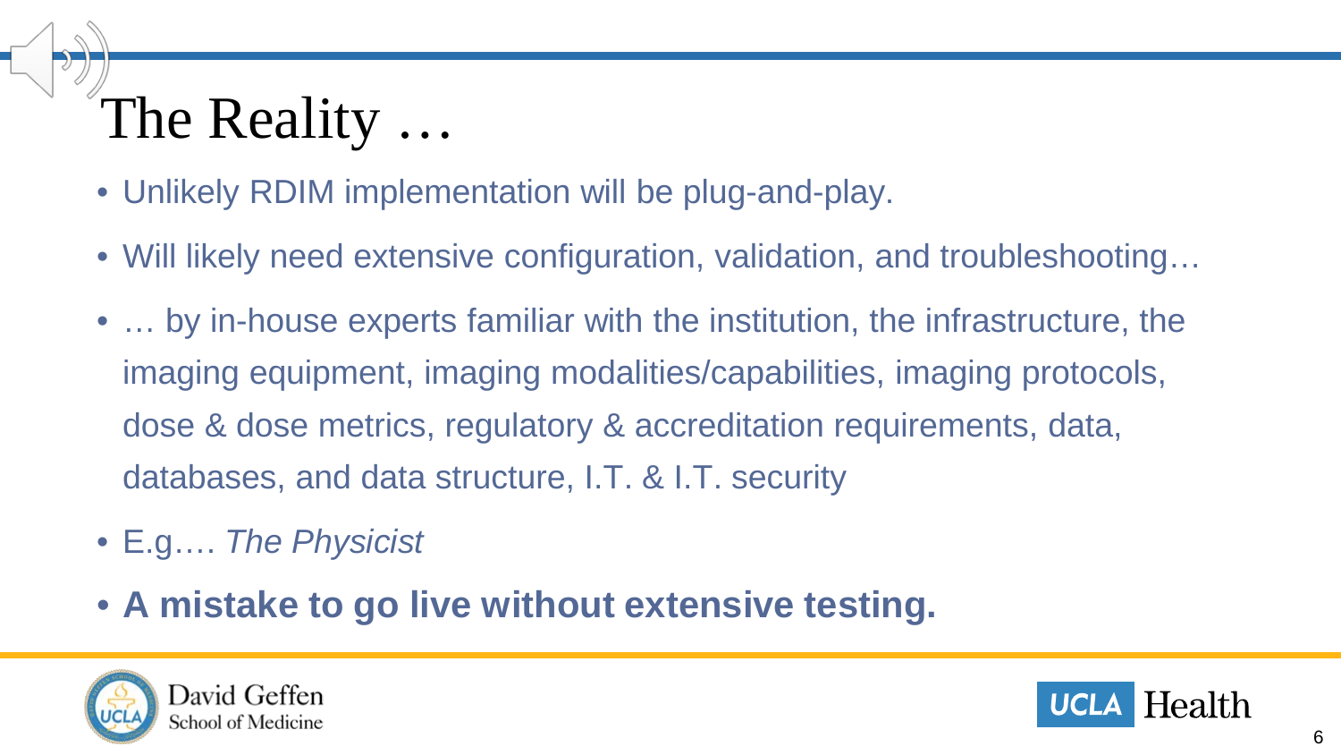# The Reality …

- Unlikely RDIM implementation will be plug-and-play.
- Will likely need extensive configuration, validation, and troubleshooting…
- … by in-house experts familiar with the institution, the infrastructure, the imaging equipment, imaging modalities/capabilities, imaging protocols, dose & dose metrics, regulatory & accreditation requirements, data, databases, and data structure, I.T. & I.T. security
- E.g.… *The Physicist*
- **A mistake to go live without extensive testing.**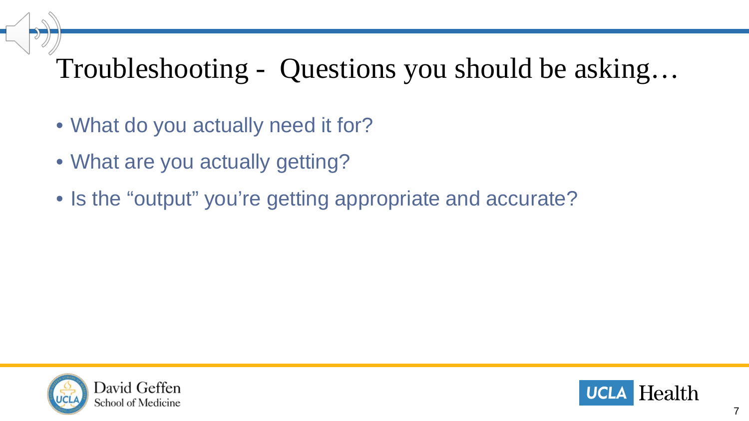# Troubleshooting - Questions you should be asking…

- What do you actually need it for?
- What are you actually getting?
- Is the “output” you’re getting appropriate and accurate?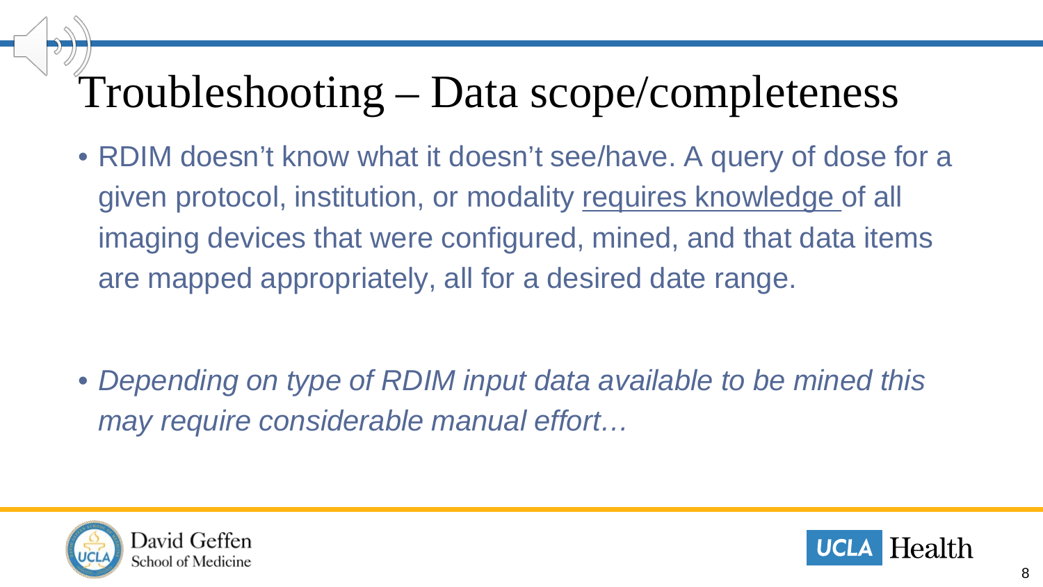# Troubleshooting – Data scope/completeness

- RDIM doesn't know what it doesn't see/have. A query of dose for a given protocol, institution, or modality <u>requires knowledge</u> of all imaging devices that were configured, mined, and that data items are mapped appropriately, all for a desired date range.

- *Depending on type of RDIM input data available to be mined this may require considerable manual effort…*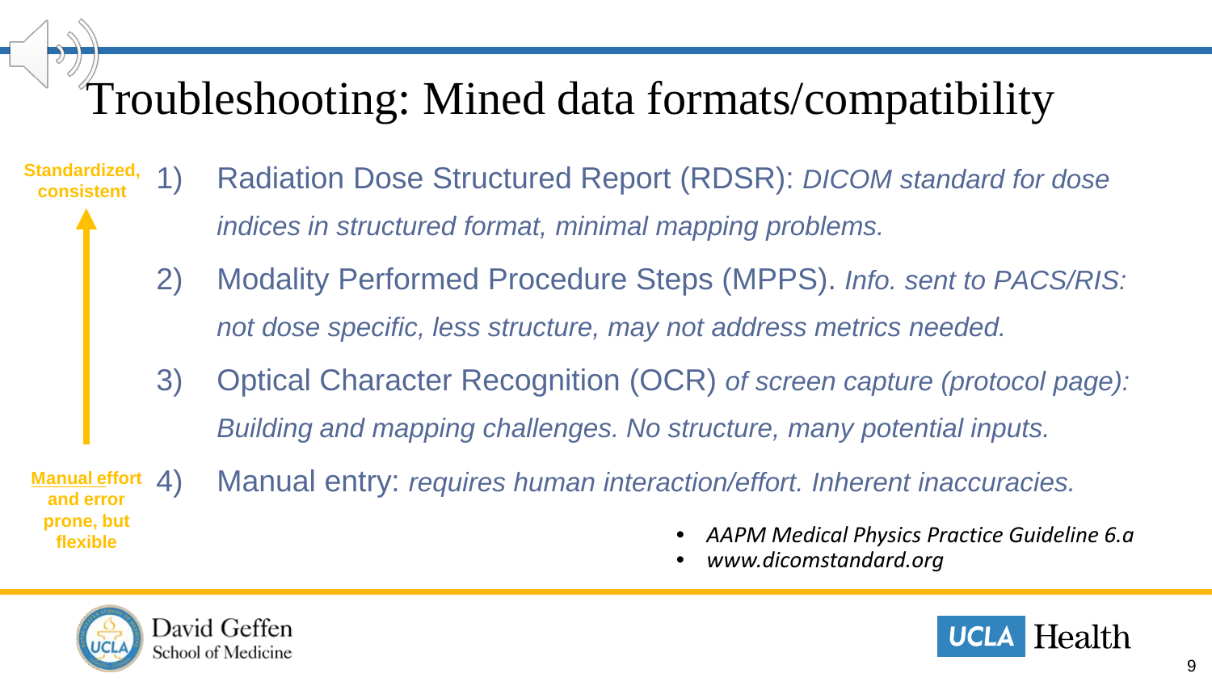# Troubleshooting: Mined data formats/compatibility

**Standardized, consistent**

1) Radiation Dose Structured Report (RDSR): *DICOM standard for dose indices in structured format, minimal mapping problems.*
2) Modality Performed Procedure Steps (MPPS). *Info. sent to PACS/RIS: not dose specific, less structure, may not address metrics needed.*
3) Optical Character Recognition (OCR) *of screen capture (protocol page): Building and mapping challenges. No structure, many potential inputs.*
4) Manual entry: *requires human interaction/effort. Inherent inaccuracies.*

**Manual effort and error prone, but flexible**

- *AAPM Medical Physics Practice Guideline 6.a*
- *www.dicomstandard.org*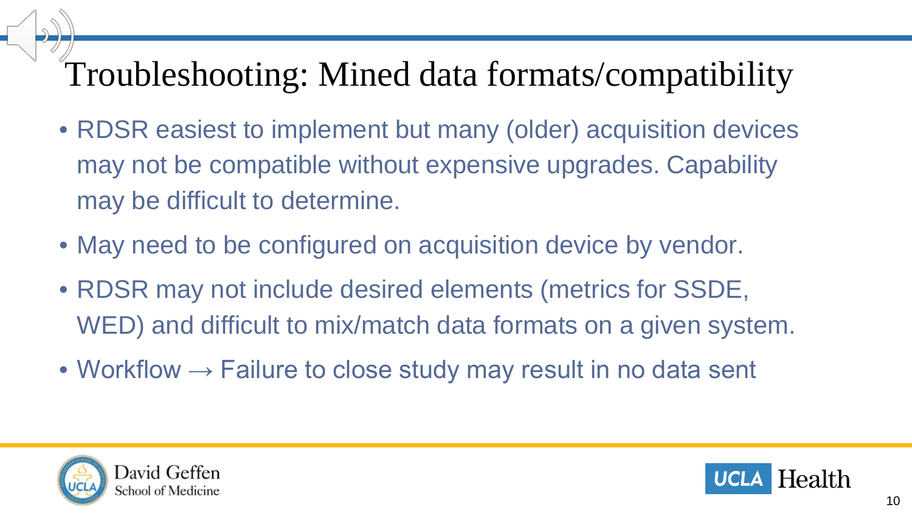# Troubleshooting: Mined data formats/compatibility

- RDSR easiest to implement but many (older) acquisition devices may not be compatible without expensive upgrades. Capability may be difficult to determine.
- May need to be configured on acquisition device by vendor.
- RDSR may not include desired elements (metrics for SSDE, WED) and difficult to mix/match data formats on a given system.
- Workflow → Failure to close study may result in no data sent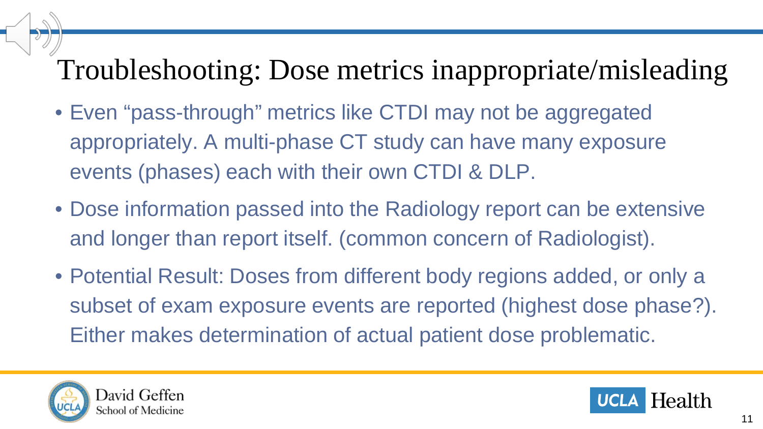# Troubleshooting: Dose metrics inappropriate/misleading

- Even “pass-through” metrics like CTDI may not be aggregated appropriately. A multi-phase CT study can have many exposure events (phases) each with their own CTDI & DLP.
- Dose information passed into the Radiology report can be extensive and longer than report itself. (common concern of Radiologist).
- Potential Result: Doses from different body regions added, or only a subset of exam exposure events are reported (highest dose phase?). Either makes determination of actual patient dose problematic.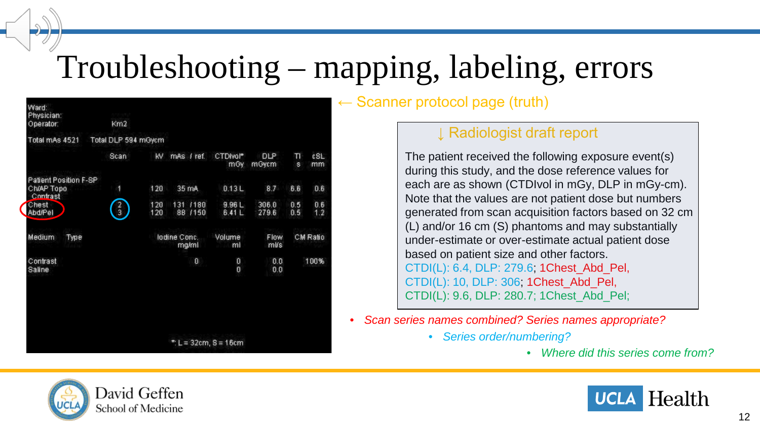# Troubleshooting – mapping, labeling, errors

Ward:
Physician:
Operator: Km2

Total mAs 4521 Total DLP 594 mGycm

| | Scan | kV | mAs / ref. | CTDIvol* mGy | DLP mGycm | TI s | cSL mm |
|---|---|---|---|---|---|---|---|
| Patient Position F-SP | | | | | | | |
| Ch/AP Topo | 1 | 120 | 35 mA | 0.13 L | 8.7 | 6.6 | 0.6 |
| Contrast | | | | | | | |
| Chest | 2 | 120 | 131 / 180 | 9.96 L | 306.0 | 0.5 | 0.6 |
| Abd/Pel | 3 | 120 | 88 / 150 | 6.41 L | 279.6 | 0.5 | 1.2 |

| Medium | Type | Iodine Conc. mg/ml | Volume ml | Flow ml/s | CM Ratio |
|---|---|---|---|---|---|
| Contrast | | 0 | 0 | 0.0 | 100% |
| Saline | | | 0 | 0.0 | |

*: L = 32cm, S = 16cm

← Scanner protocol page (truth)

↓ Radiologist draft report

The patient received the following exposure event(s) during this study, and the dose reference values for each are as shown (CTDIvol in mGy, DLP in mGy-cm). Note that the values are not patient dose but numbers generated from scan acquisition factors based on 32 cm (L) and/or 16 cm (S) phantoms and may substantially under-estimate or over-estimate actual patient dose based on patient size and other factors.
CTDI(L): 6.4, DLP: 279.6; 1Chest_Abd_Pel,
CTDI(L): 10, DLP: 306; 1Chest_Abd_Pel,
CTDI(L): 9.6, DLP: 280.7; 1Chest_Abd_Pel;

- *Scan series names combined? Series names appropriate?*
  - *Series order/numbering?*
    - *Where did this series come from?*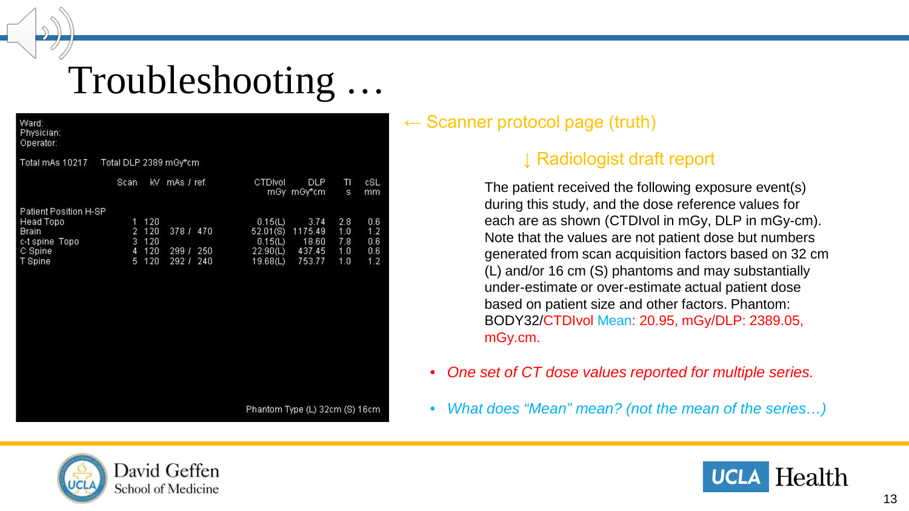# Troubleshooting …

Ward:
Physician:
Operator:

Total mAs 10217 Total DLP 2389 mGy*cm

| | Scan | kV | mAs / ref. | CTDIvol mGy | DLP mGy*cm | TI s | cSL mm |
|---|---|---|---|---|---|---|---|
| Patient Position H-SP | | | | | | | |
| Head Topo | 1 | 120 | | 0.15(L) | 3.74 | 2.8 | 0.6 |
| Brain | 2 | 120 | 378 / 470 | 52.01(S) | 1175.49 | 1.0 | 1.2 |
| c-t spine Topo | 3 | 120 | | 0.15(L) | 18.60 | 7.8 | 0.6 |
| C Spine | 4 | 120 | 299 / 250 | 22.90(L) | 437.45 | 1.0 | 0.6 |
| T Spine | 5 | 120 | 292 / 240 | 19.68(L) | 753.77 | 1.0 | 1.2 |

Phantom Type (L) 32cm (S) 16cm

← Scanner protocol page (truth)

↓ Radiologist draft report

The patient received the following exposure event(s) during this study, and the dose reference values for each are as shown (CTDIvol in mGy, DLP in mGy-cm). Note that the values are not patient dose but numbers generated from scan acquisition factors based on 32 cm (L) and/or 16 cm (S) phantoms and may substantially under-estimate or over-estimate actual patient dose based on patient size and other factors. Phantom: BODY32/CTDIvol Mean: 20.95, mGy/DLP: 2389.05, mGy.cm.

- *One set of CT dose values reported for multiple series.*
- *What does "Mean" mean? (not the mean of the series…)*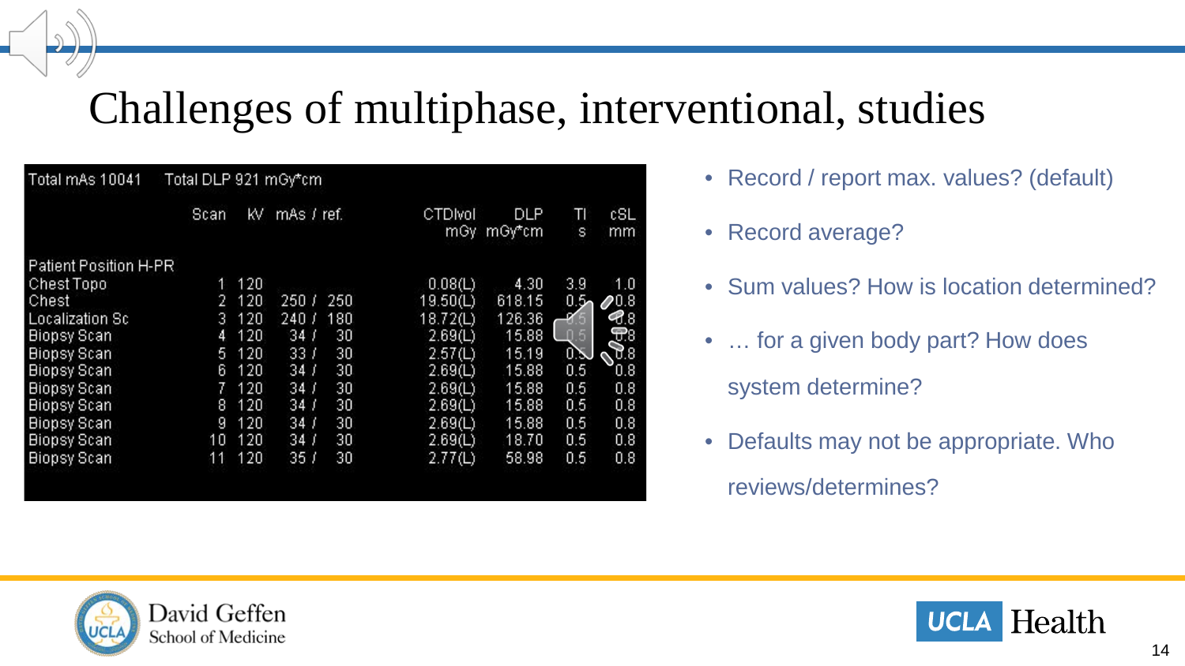# Challenges of multiphase, interventional, studies

Total mAs 10041 Total DLP 921 mGy*cm

| | Scan | kV | mAs / ref. | CTDIvol mGy | DLP mGy*cm | TI s | cSL mm |
|---|---|---|---|---|---|---|---|
| Patient Position H-PR | | | | | | | |
| Chest Topo | 1 | 120 | | 0.08(L) | 4.30 | 3.9 | 1.0 |
| Chest | 2 | 120 | 250 / 250 | 19.50(L) | 618.15 | 0.5 | 0.8 |
| Localization Sc | 3 | 120 | 240 / 180 | 18.72(L) | 126.36 | 0.5 | 0.8 |
| Biopsy Scan | 4 | 120 | 34 / 30 | 2.69(L) | 15.88 | 0.5 | 0.8 |
| Biopsy Scan | 5 | 120 | 33 / 30 | 2.57(L) | 15.19 | 0.5 | 0.8 |
| Biopsy Scan | 6 | 120 | 34 / 30 | 2.69(L) | 15.88 | 0.5 | 0.8 |
| Biopsy Scan | 7 | 120 | 34 / 30 | 2.69(L) | 15.88 | 0.5 | 0.8 |
| Biopsy Scan | 8 | 120 | 34 / 30 | 2.69(L) | 15.88 | 0.5 | 0.8 |
| Biopsy Scan | 9 | 120 | 34 / 30 | 2.69(L) | 15.88 | 0.5 | 0.8 |
| Biopsy Scan | 10 | 120 | 34 / 30 | 2.69(L) | 18.70 | 0.5 | 0.8 |
| Biopsy Scan | 11 | 120 | 35 / 30 | 2.77(L) | 58.98 | 0.5 | 0.8 |

- Record / report max. values? (default)
- Record average?
- Sum values? How is location determined?
- … for a given body part? How does system determine?
- Defaults may not be appropriate. Who reviews/determines?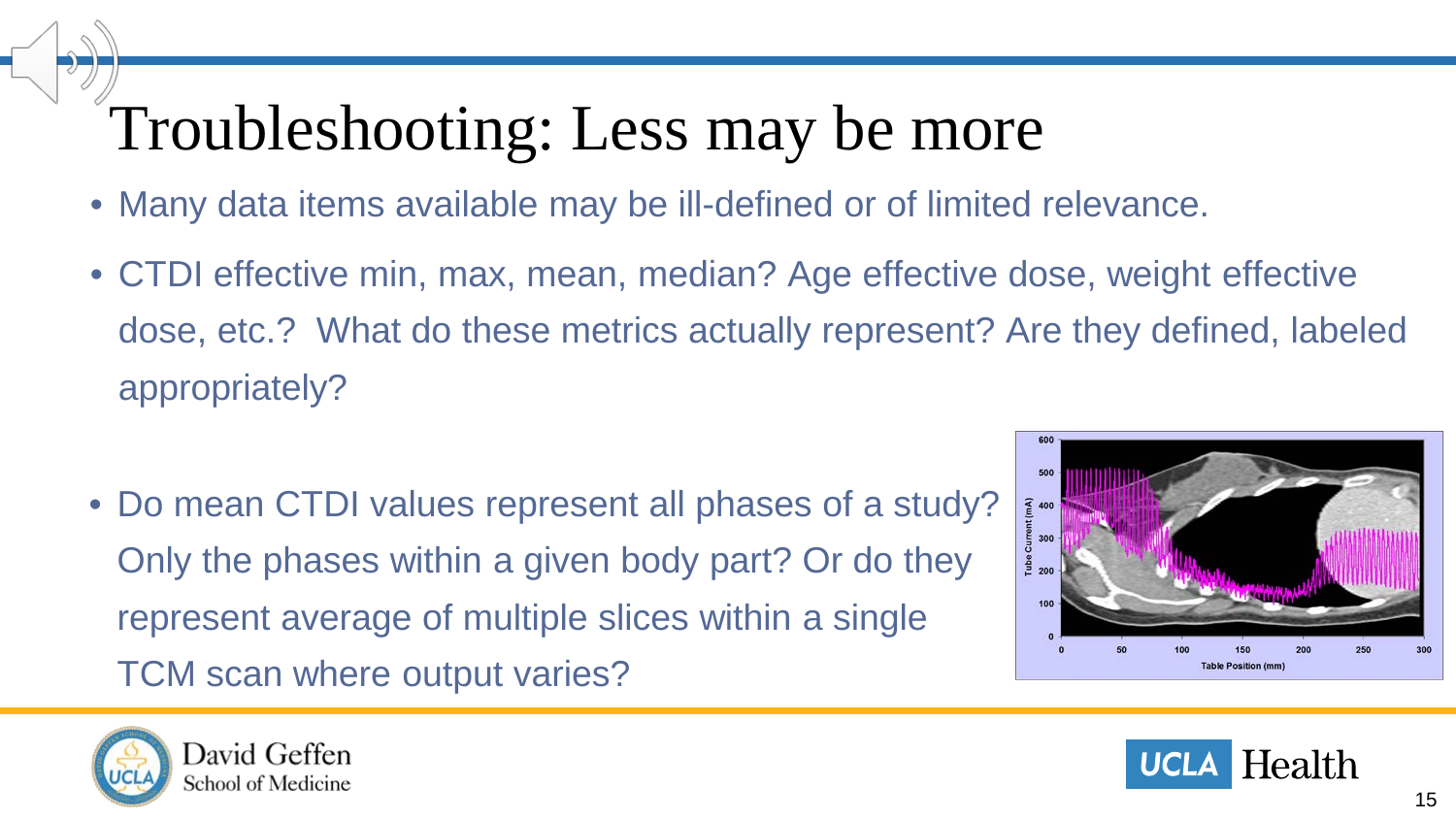# Troubleshooting: Less may be more

- Many data items available may be ill-defined or of limited relevance.
- CTDI effective min, max, mean, median? Age effective dose, weight effective dose, etc.? What do these metrics actually represent? Are they defined, labeled appropriately?
- Do mean CTDI values represent all phases of a study? Only the phases within a given body part? Or do they represent average of multiple slices within a single TCM scan where output varies?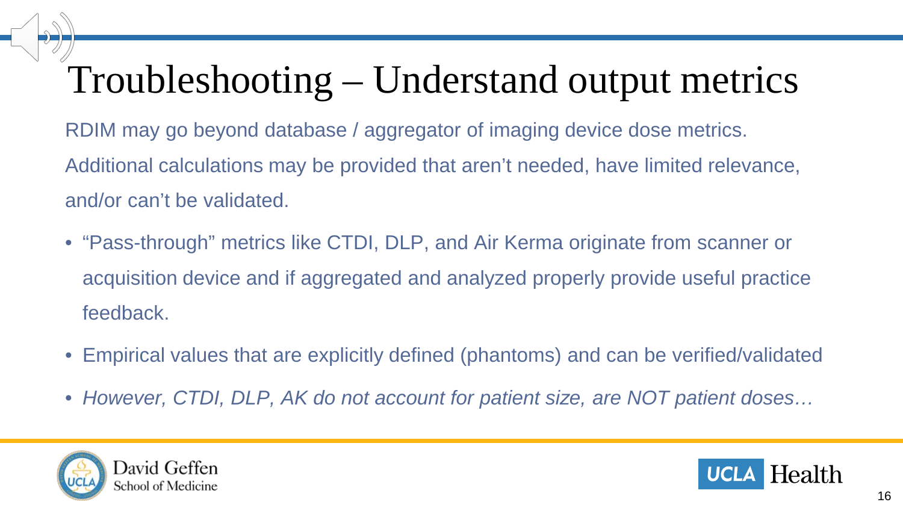# Troubleshooting – Understand output metrics

RDIM may go beyond database / aggregator of imaging device dose metrics. Additional calculations may be provided that aren't needed, have limited relevance, and/or can't be validated.

- "Pass-through" metrics like CTDI, DLP, and Air Kerma originate from scanner or acquisition device and if aggregated and analyzed properly provide useful practice feedback.
- Empirical values that are explicitly defined (phantoms) and can be verified/validated
- *However, CTDI, DLP, AK do not account for patient size, are NOT patient doses…*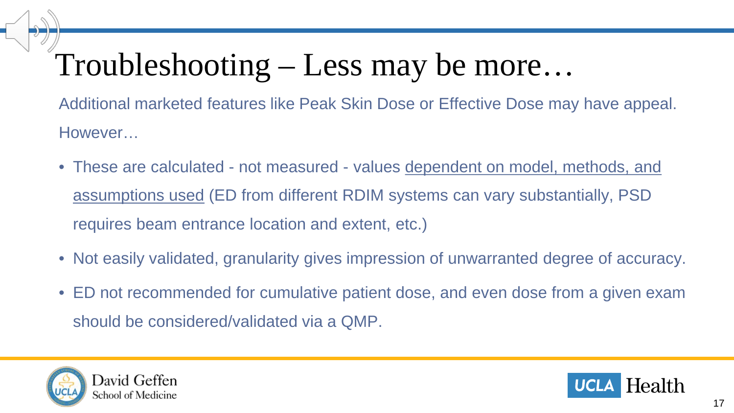# Troubleshooting – Less may be more…

Additional marketed features like Peak Skin Dose or Effective Dose may have appeal. However…

- These are calculated - not measured - values dependent on model, methods, and assumptions used (ED from different RDIM systems can vary substantially, PSD requires beam entrance location and extent, etc.)
- Not easily validated, granularity gives impression of unwarranted degree of accuracy.
- ED not recommended for cumulative patient dose, and even dose from a given exam should be considered/validated via a QMP.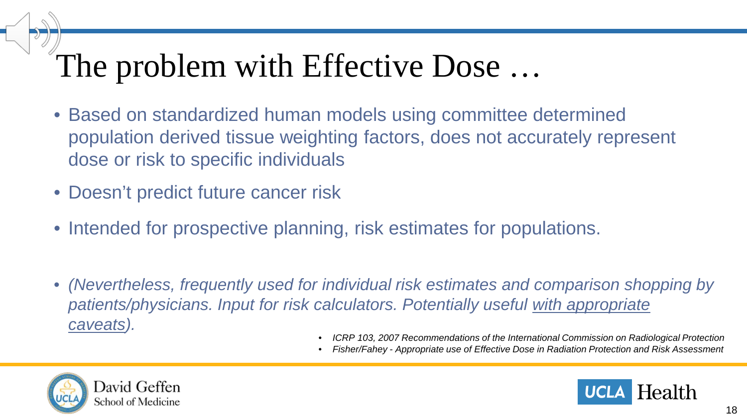# The problem with Effective Dose …

- Based on standardized human models using committee determined population derived tissue weighting factors, does not accurately represent dose or risk to specific individuals
- Doesn't predict future cancer risk
- Intended for prospective planning, risk estimates for populations.
- *(Nevertheless, frequently used for individual risk estimates and comparison shopping by patients/physicians. Input for risk calculators. Potentially useful <u>with appropriate caveats</u>).*

- *ICRP 103, 2007 Recommendations of the International Commission on Radiological Protection*
- *Fisher/Fahey - Appropriate use of Effective Dose in Radiation Protection and Risk Assessment*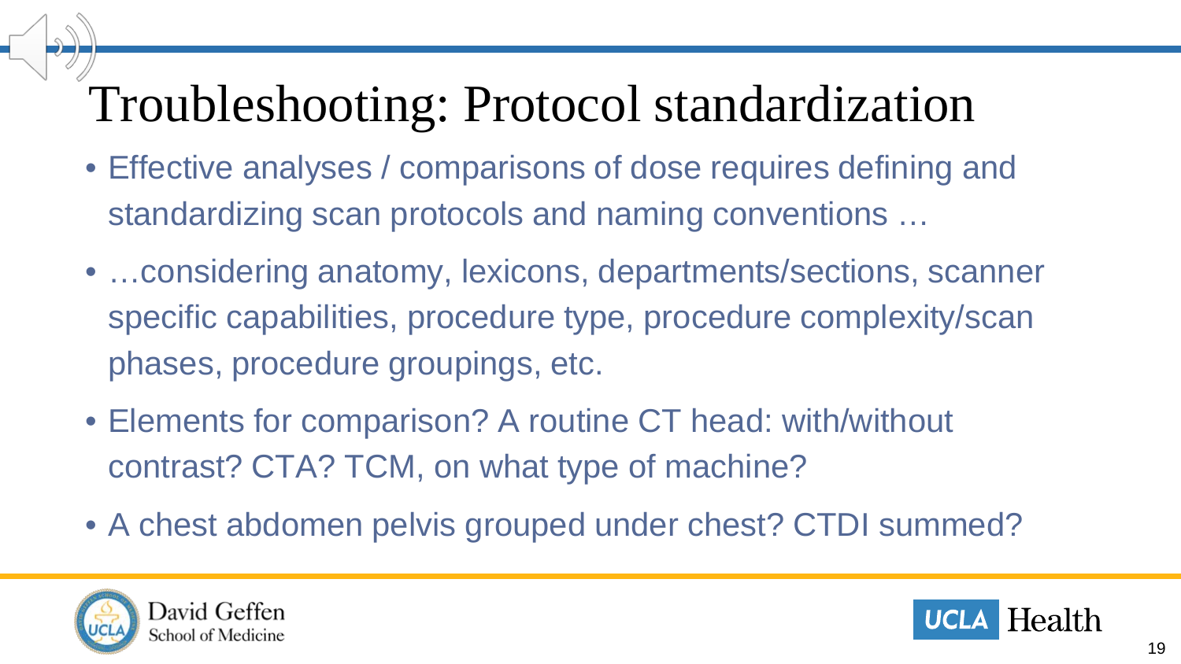# Troubleshooting: Protocol standardization

- Effective analyses / comparisons of dose requires defining and standardizing scan protocols and naming conventions …
- …considering anatomy, lexicons, departments/sections, scanner specific capabilities, procedure type, procedure complexity/scan phases, procedure groupings, etc.
- Elements for comparison? A routine CT head: with/without contrast? CTA? TCM, on what type of machine?
- A chest abdomen pelvis grouped under chest? CTDI summed?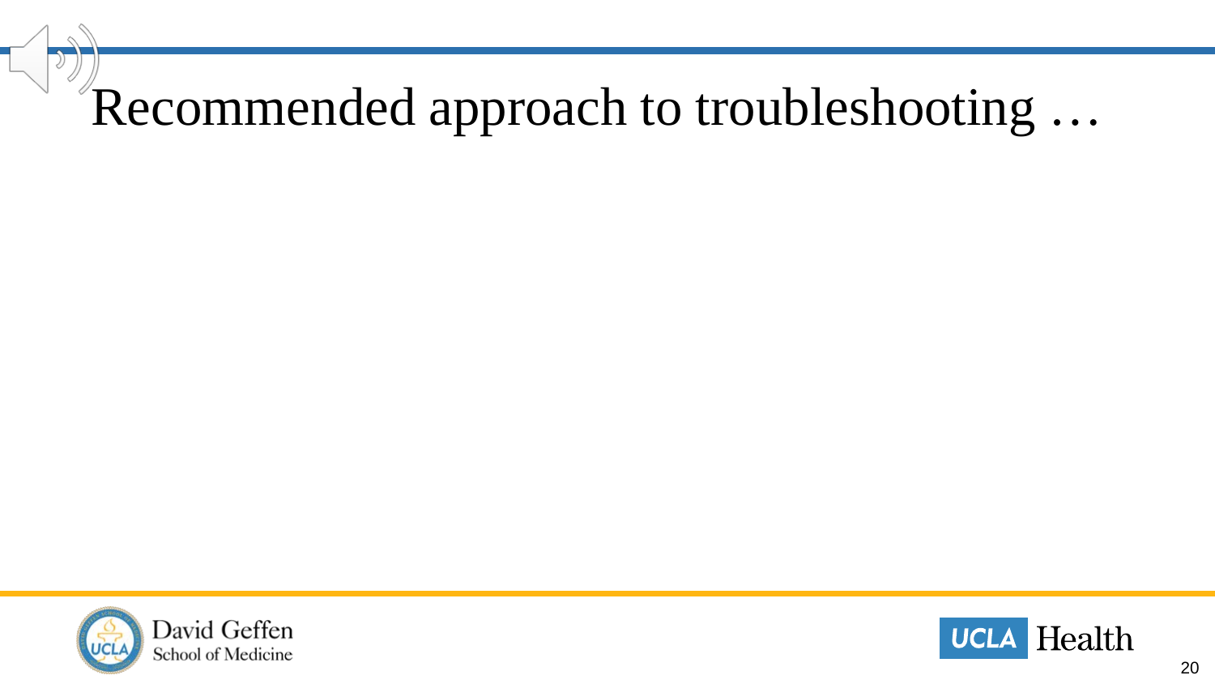# Recommended approach to troubleshooting …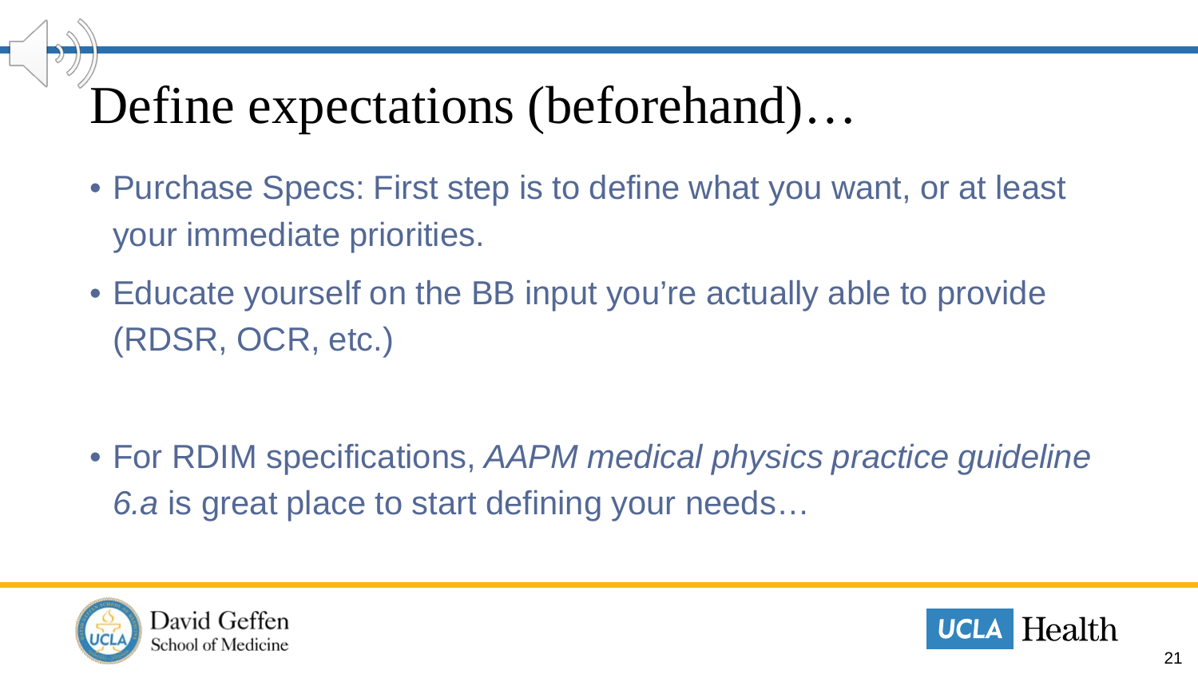# Define expectations (beforehand)…

- Purchase Specs: First step is to define what you want, or at least your immediate priorities.
- Educate yourself on the BB input you're actually able to provide (RDSR, OCR, etc.)

- For RDIM specifications, *AAPM medical physics practice guideline 6.a* is great place to start defining your needs…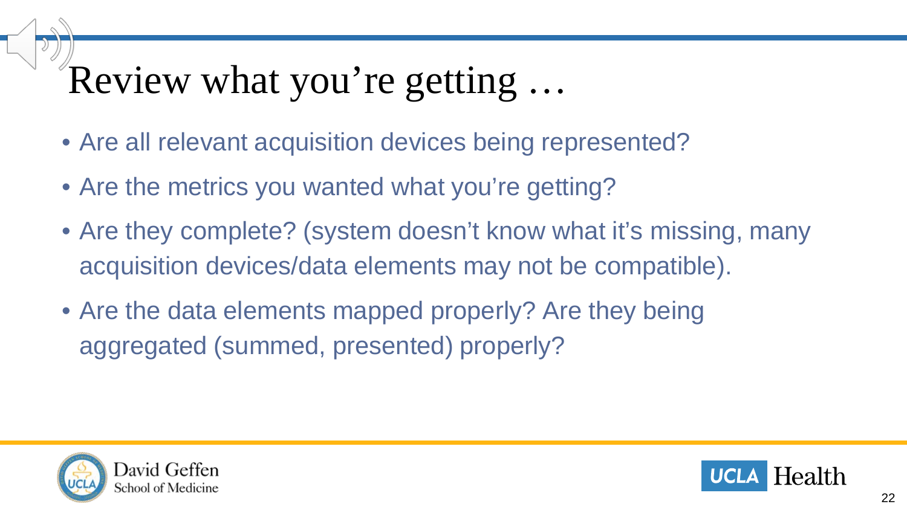# Review what you're getting …

- Are all relevant acquisition devices being represented?
- Are the metrics you wanted what you're getting?
- Are they complete? (system doesn't know what it's missing, many acquisition devices/data elements may not be compatible).
- Are the data elements mapped properly? Are they being aggregated (summed, presented) properly?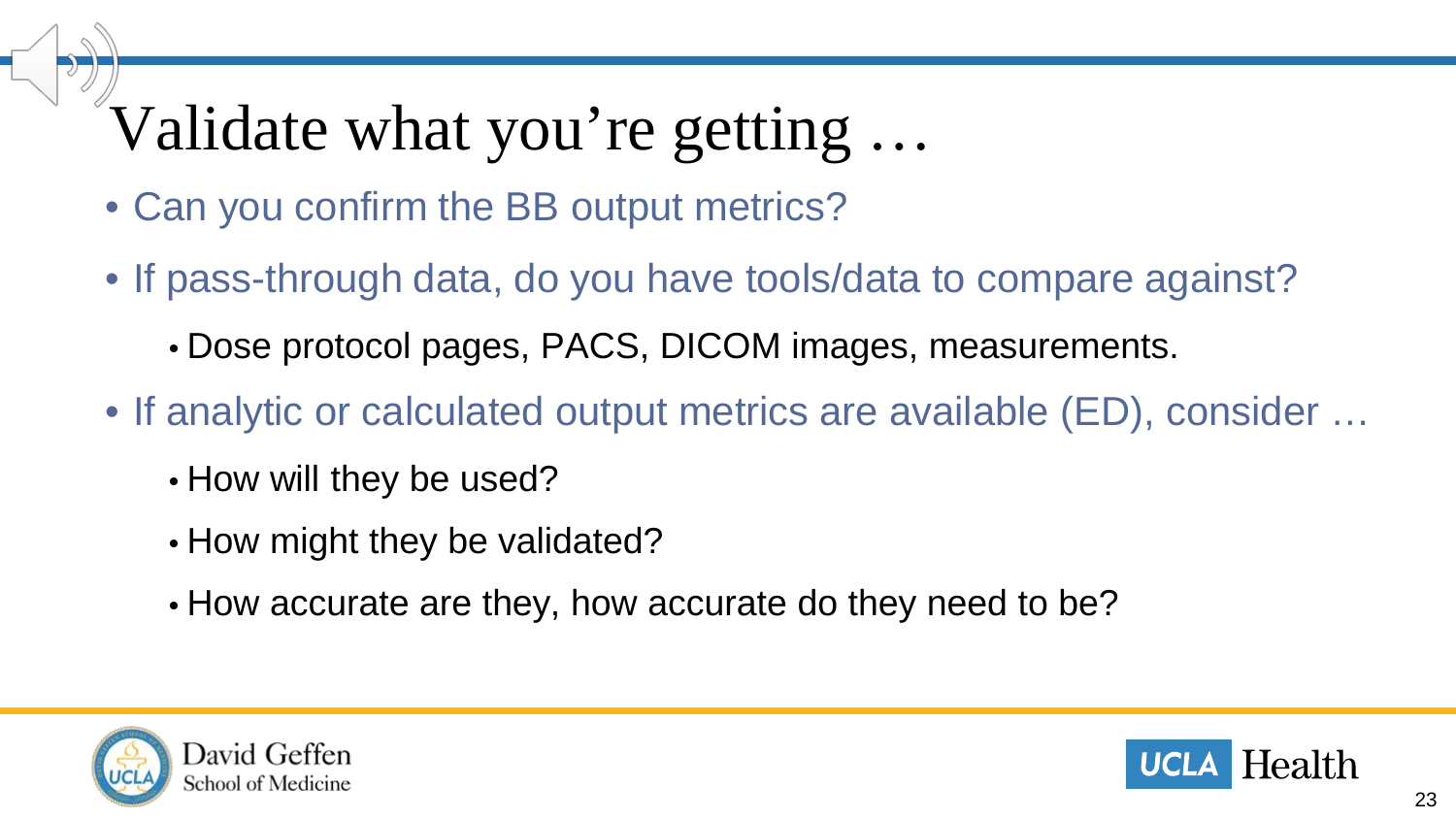# Validate what you're getting …

- Can you confirm the BB output metrics?
- If pass-through data, do you have tools/data to compare against?
  - Dose protocol pages, PACS, DICOM images, measurements.
- If analytic or calculated output metrics are available (ED), consider …
  - How will they be used?
  - How might they be validated?
  - How accurate are they, how accurate do they need to be?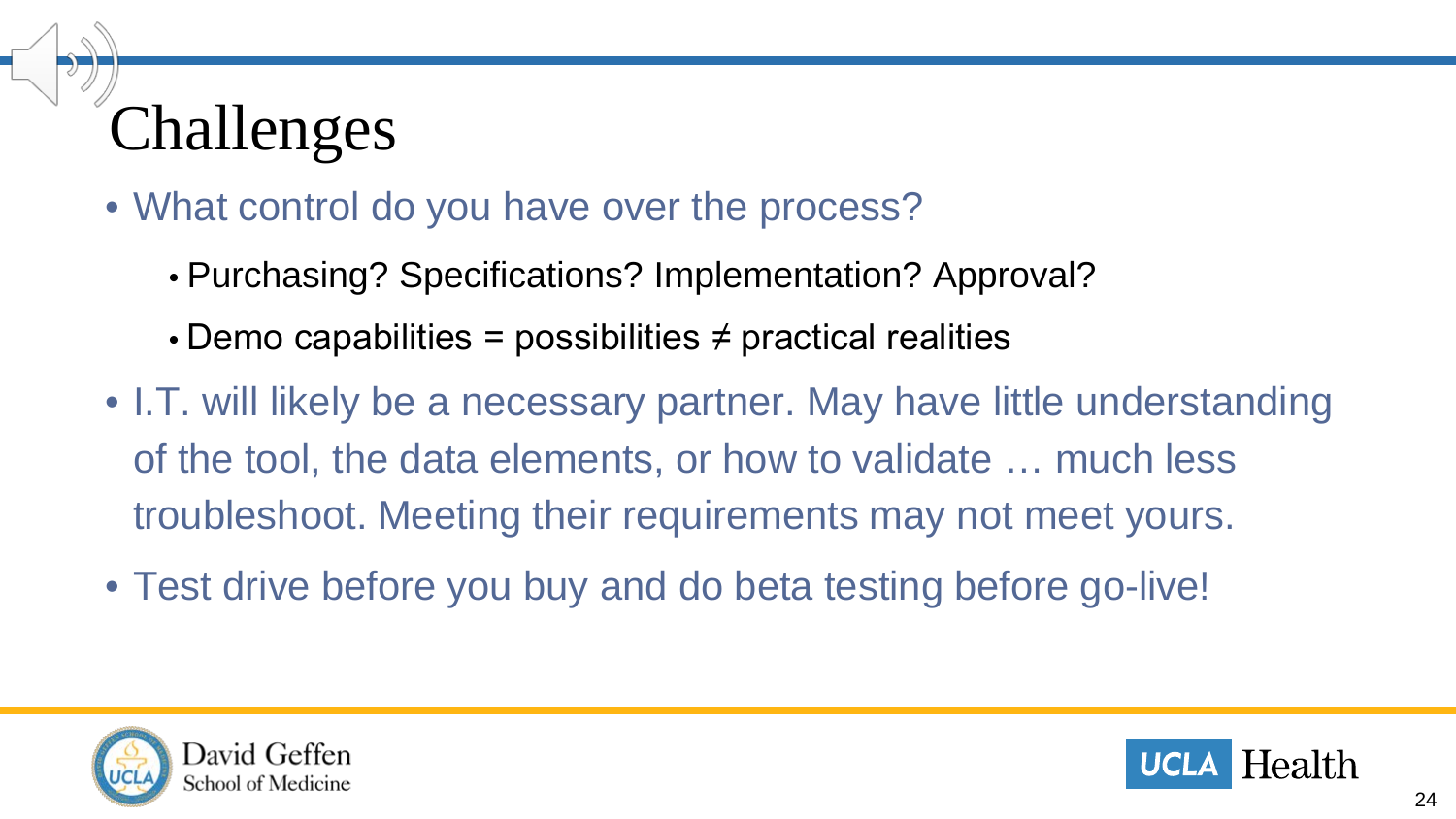# Challenges

- What control do you have over the process?
  - Purchasing? Specifications? Implementation? Approval?
  - Demo capabilities = possibilities ≠ practical realities
- I.T. will likely be a necessary partner. May have little understanding of the tool, the data elements, or how to validate … much less troubleshoot. Meeting their requirements may not meet yours.
- Test drive before you buy and do beta testing before go-live!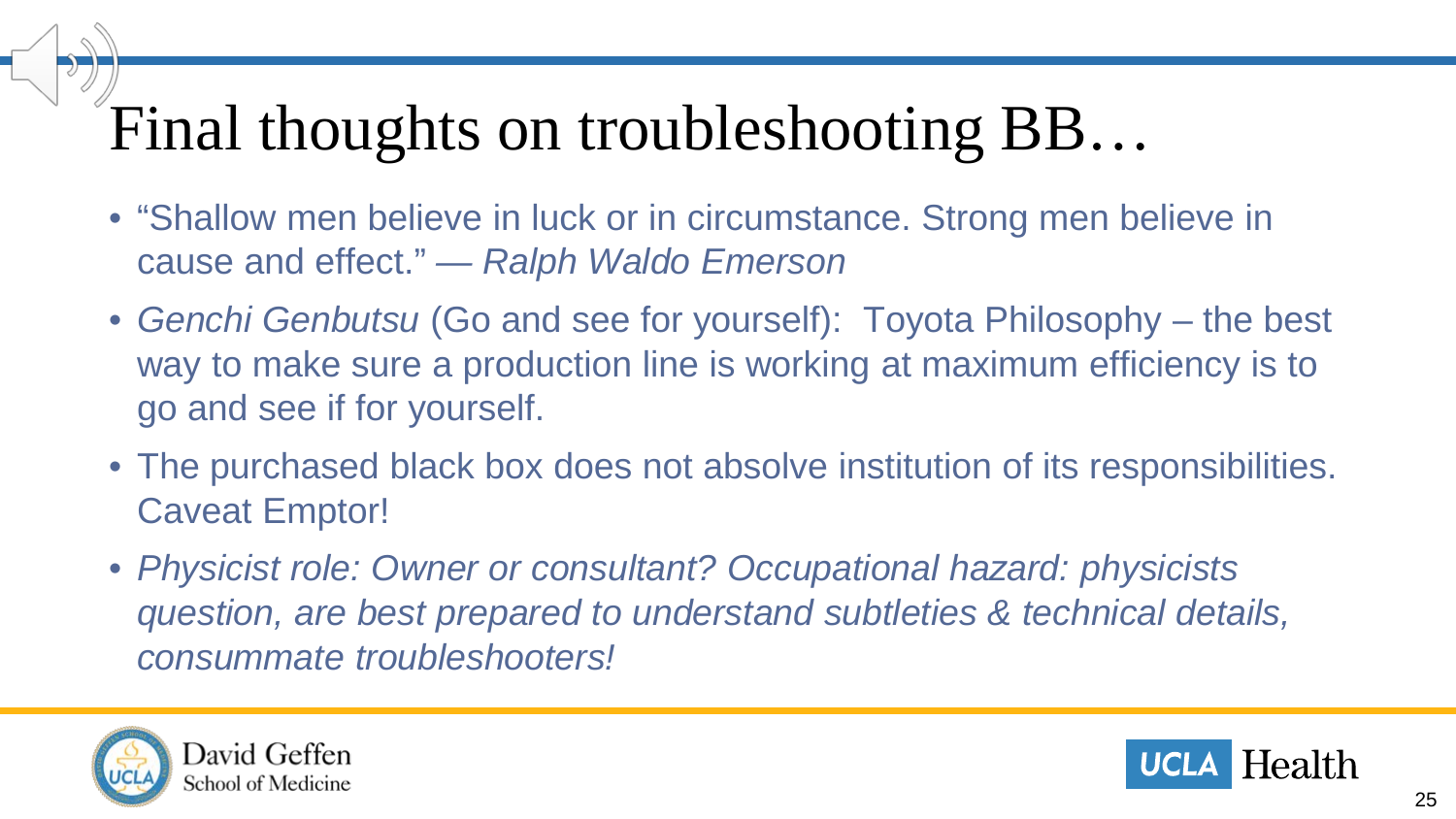# Final thoughts on troubleshooting BB…

- "Shallow men believe in luck or in circumstance. Strong men believe in cause and effect." — *Ralph Waldo Emerson*
- *Genchi Genbutsu* (Go and see for yourself): Toyota Philosophy – the best way to make sure a production line is working at maximum efficiency is to go and see if for yourself.
- The purchased black box does not absolve institution of its responsibilities. Caveat Emptor!
- *Physicist role: Owner or consultant? Occupational hazard: physicists question, are best prepared to understand subtleties & technical details, consummate troubleshooters!*